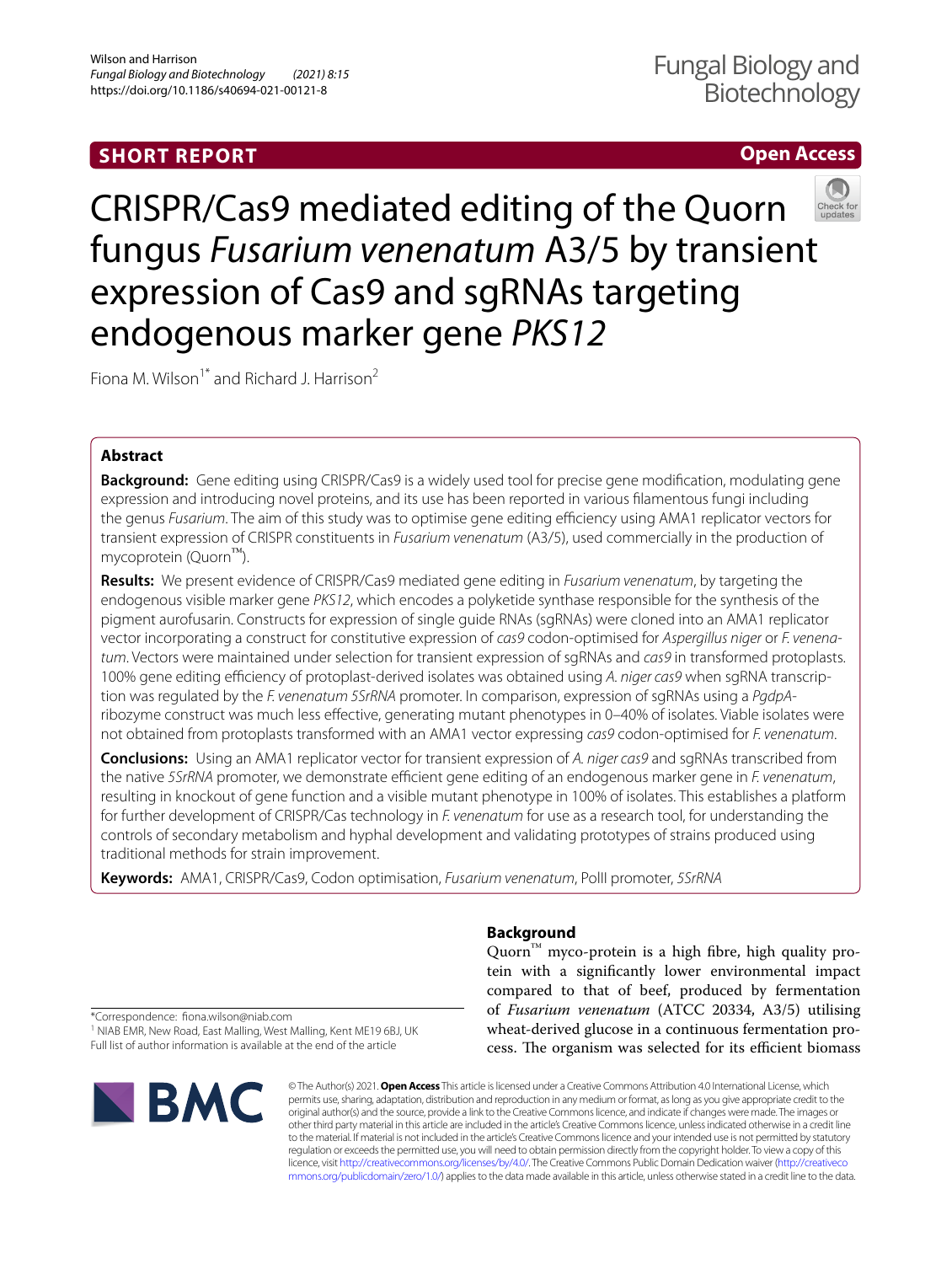**SHORT REPORT** **Open Access**

# CRISPR/Cas9 mediated editing of the Quorn fungus *Fusarium venenatum* A3/5 by transient expression of Cas9 and sgRNAs targeting endogenous marker gene *PKS12*

Fiona M. Wilson[1*] and Richard J. Harrison[2]

## Abstract

**Background:** Gene editing using CRISPR/Cas9 is a widely used tool for precise gene modification, modulating gene expression and introducing novel proteins, and its use has been reported in various filamentous fungi including the genus *Fusarium*. The aim of this study was to optimise gene editing efficiency using AMA1 replicator vectors for transient expression of CRISPR constituents in *Fusarium venenatum* (A3/5), used commercially in the production of mycoprotein (Quorn™).

**Results:** We present evidence of CRISPR/Cas9 mediated gene editing in *Fusarium venenatum*, by targeting the endogenous visible marker gene *PKS12*, which encodes a polyketide synthase responsible for the synthesis of the pigment aurofusarin. Constructs for expression of single guide RNAs (sgRNAs) were cloned into an AMA1 replicator vector incorporating a construct for constitutive expression of *cas9* codon-optimised for *Aspergillus niger* or *F. venenatum*. Vectors were maintained under selection for transient expression of sgRNAs and *cas9* in transformed protoplasts. 100% gene editing efficiency of protoplast-derived isolates was obtained using *A. niger cas9* when sgRNA transcription was regulated by the *F. venenatum 5SrRNA* promoter. In comparison, expression of sgRNAs using a *PgdpA*-ribozyme construct was much less effective, generating mutant phenotypes in 0–40% of isolates. Viable isolates were not obtained from protoplasts transformed with an AMA1 vector expressing *cas9* codon-optimised for *F. venenatum*.

**Conclusions:** Using an AMA1 replicator vector for transient expression of *A. niger cas9* and sgRNAs transcribed from the native *5SrRNA* promoter, we demonstrate efficient gene editing of an endogenous marker gene in *F. venenatum*, resulting in knockout of gene function and a visible mutant phenotype in 100% of isolates. This establishes a platform for further development of CRISPR/Cas technology in *F. venenatum* for use as a research tool, for understanding the controls of secondary metabolism and hyphal development and validating prototypes of strains produced using traditional methods for strain improvement.

**Keywords:** AMA1, CRISPR/Cas9, Codon optimisation, *Fusarium venenatum*, PolII promoter, *5SrRNA*

## Background

Quorn™ myco-protein is a high fibre, high quality protein with a significantly lower environmental impact compared to that of beef, produced by fermentation of *Fusarium venenatum* (ATCC 20334, A3/5) utilising wheat-derived glucose in a continuous fermentation process. The organism was selected for its efficient biomass

*Correspondence: fiona.wilson@niab.com
[1] NIAB EMR, New Road, East Malling, West Malling, Kent ME19 6BJ, UK
Full list of author information is available at the end of the article

© The Author(s) 2021. **Open Access** This article is licensed under a Creative Commons Attribution 4.0 International License, which permits use, sharing, adaptation, distribution and reproduction in any medium or format, as long as you give appropriate credit to the original author(s) and the source, provide a link to the Creative Commons licence, and indicate if changes were made. The images or other third party material in this article are included in the article's Creative Commons licence, unless indicated otherwise in a credit line to the material. If material is not included in the article's Creative Commons licence and your intended use is not permitted by statutory regulation or exceeds the permitted use, you will need to obtain permission directly from the copyright holder. To view a copy of this licence, visit http://creativecommons.org/licenses/by/4.0/. The Creative Commons Public Domain Dedication waiver (http://creativecommons.org/publicdomain/zero/1.0/) applies to the data made available in this article, unless otherwise stated in a credit line to the data.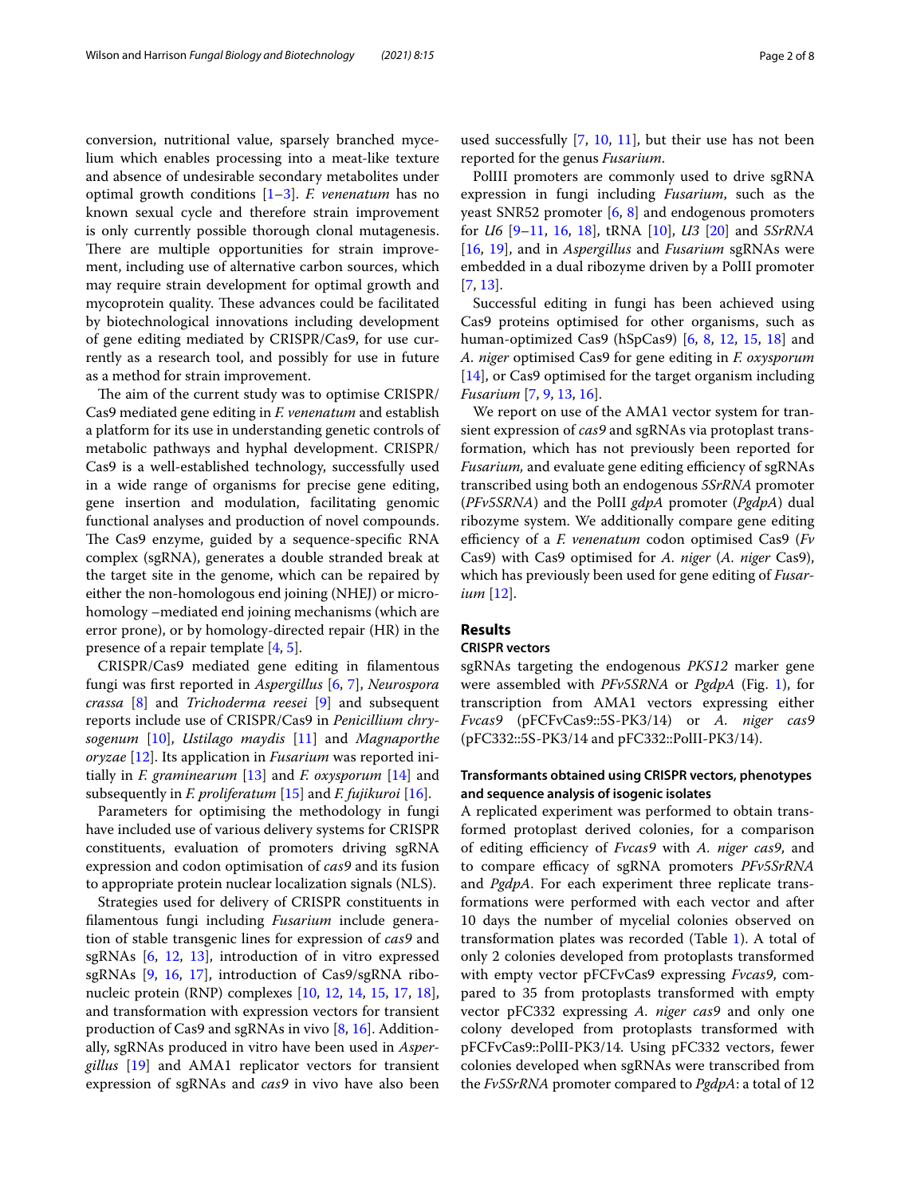conversion, nutritional value, sparsely branched mycelium which enables processing into a meat-like texture and absence of undesirable secondary metabolites under optimal growth conditions [1–3]. *F. venenatum* has no known sexual cycle and therefore strain improvement is only currently possible thorough clonal mutagenesis. There are multiple opportunities for strain improvement, including use of alternative carbon sources, which may require strain development for optimal growth and mycoprotein quality. These advances could be facilitated by biotechnological innovations including development of gene editing mediated by CRISPR/Cas9, for use currently as a research tool, and possibly for use in future as a method for strain improvement.

The aim of the current study was to optimise CRISPR/Cas9 mediated gene editing in *F. venenatum* and establish a platform for its use in understanding genetic controls of metabolic pathways and hyphal development. CRISPR/Cas9 is a well-established technology, successfully used in a wide range of organisms for precise gene editing, gene insertion and modulation, facilitating genomic functional analyses and production of novel compounds. The Cas9 enzyme, guided by a sequence-specific RNA complex (sgRNA), generates a double stranded break at the target site in the genome, which can be repaired by either the non-homologous end joining (NHEJ) or microhomology –mediated end joining mechanisms (which are error prone), or by homology-directed repair (HR) in the presence of a repair template [4, 5].

CRISPR/Cas9 mediated gene editing in filamentous fungi was first reported in *Aspergillus* [6, 7], *Neurospora crassa* [8] and *Trichoderma reesei* [9] and subsequent reports include use of CRISPR/Cas9 in *Penicillium chrysogenum* [10], *Ustilago maydis* [11] and *Magnaporthe oryzae* [12]. Its application in *Fusarium* was reported initially in *F. graminearum* [13] and *F. oxysporum* [14] and subsequently in *F. proliferatum* [15] and *F. fujikuroi* [16].

Parameters for optimising the methodology in fungi have included use of various delivery systems for CRISPR constituents, evaluation of promoters driving sgRNA expression and codon optimisation of *cas9* and its fusion to appropriate protein nuclear localization signals (NLS).

Strategies used for delivery of CRISPR constituents in filamentous fungi including *Fusarium* include generation of stable transgenic lines for expression of *cas9* and sgRNAs [6, 12, 13], introduction of in vitro expressed sgRNAs [9, 16, 17], introduction of Cas9/sgRNA ribonucleic protein (RNP) complexes [10, 12, 14, 15, 17, 18], and transformation with expression vectors for transient production of Cas9 and sgRNAs in vivo [8, 16]. Additionally, sgRNAs produced in vitro have been used in *Aspergillus* [19] and AMA1 replicator vectors for transient expression of sgRNAs and *cas9* in vivo have also been used successfully [7, 10, 11], but their use has not been reported for the genus *Fusarium*.

PolIII promoters are commonly used to drive sgRNA expression in fungi including *Fusarium*, such as the yeast SNR52 promoter [6, 8] and endogenous promoters for *U6* [9–11, 16, 18], tRNA [10], *U3* [20] and *5SrRNA* [16, 19], and in *Aspergillus* and *Fusarium* sgRNAs were embedded in a dual ribozyme driven by a PolII promoter [7, 13].

Successful editing in fungi has been achieved using Cas9 proteins optimised for other organisms, such as human-optimized Cas9 (hSpCas9) [6, 8, 12, 15, 18] and *A. niger* optimised Cas9 for gene editing in *F. oxysporum* [14], or Cas9 optimised for the target organism including *Fusarium* [7, 9, 13, 16].

We report on use of the AMA1 vector system for transient expression of *cas9* and sgRNAs via protoplast transformation, which has not previously been reported for *Fusarium,* and evaluate gene editing efficiency of sgRNAs transcribed using both an endogenous *5SrRNA* promoter (*PFv5SRNA*) and the PolII *gdpA* promoter (*PgdpA*) dual ribozyme system. We additionally compare gene editing efficiency of a *F. venenatum* codon optimised Cas9 (*Fv* Cas9) with Cas9 optimised for *A. niger* (*A. niger* Cas9), which has previously been used for gene editing of *Fusarium* [12].

## Results

### CRISPR vectors

sgRNAs targeting the endogenous *PKS12* marker gene were assembled with *PFv5SRNA* or *PgdpA* (Fig. 1), for transcription from AMA1 vectors expressing either *Fvcas9* (pFCFvCas9::5S-PK3/14) or *A. niger cas9* (pFC332::5S-PK3/14 and pFC332::PolII-PK3/14).

### Transformants obtained using CRISPR vectors, phenotypes and sequence analysis of isogenic isolates

A replicated experiment was performed to obtain transformed protoplast derived colonies, for a comparison of editing efficiency of *Fvcas9* with *A. niger cas9*, and to compare efficacy of sgRNA promoters *PFv5SrRNA* and *PgdpA*. For each experiment three replicate transformations were performed with each vector and after 10 days the number of mycelial colonies observed on transformation plates was recorded (Table 1). A total of only 2 colonies developed from protoplasts transformed with empty vector pFCFvCas9 expressing *Fvcas9*, compared to 35 from protoplasts transformed with empty vector pFC332 expressing *A. niger cas9* and only one colony developed from protoplasts transformed with pFCFvCas9::PolII-PK3/14. Using pFC332 vectors, fewer colonies developed when sgRNAs were transcribed from the *Fv5SrRNA* promoter compared to *PgdpA*: a total of 12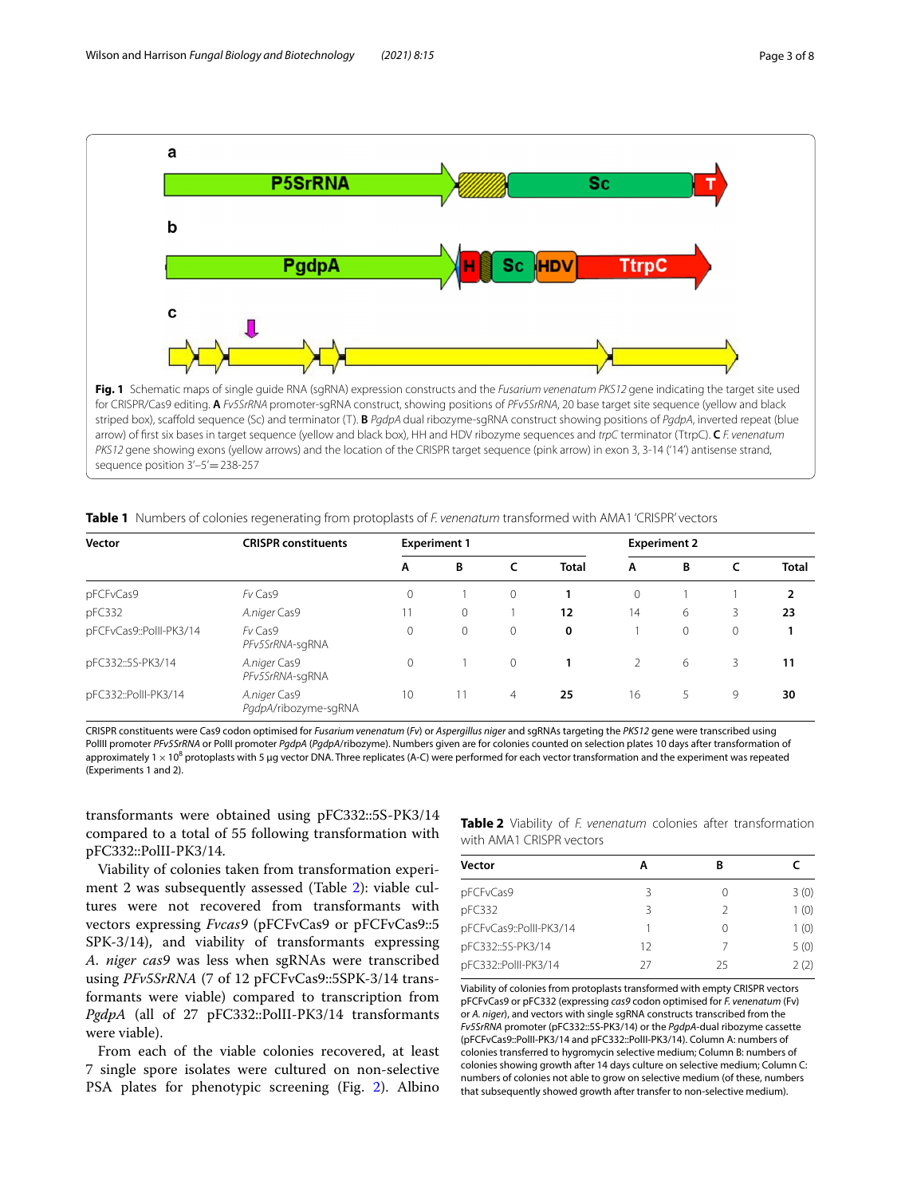**Fig. 1** Schematic maps of single guide RNA (sgRNA) expression constructs and the *Fusarium venenatum PKS12* gene indicating the target site used for CRISPR/Cas9 editing. **A** *Fv5SrRNA* promoter-sgRNA construct, showing positions of *PFv5SrRNA*, 20 base target site sequence (yellow and black striped box), scaffold sequence (Sc) and terminator (T). **B** *PgdpA* dual ribozyme-sgRNA construct showing positions of *PgdpA*, inverted repeat (blue arrow) of first six bases in target sequence (yellow and black box), HH and HDV ribozyme sequences and *trpC* terminator (TtrpC). **C** *F. venenatum PKS12* gene showing exons (yellow arrows) and the location of the CRISPR target sequence (pink arrow) in exon 3, 3-14 ('14') antisense strand, sequence position 3'–5' = 238-257

**Table 1** Numbers of colonies regenerating from protoplasts of *F. venenatum* transformed with AMA1 'CRISPR' vectors

| Vector | CRISPR constituents | Experiment 1 | | | | Experiment 2 | | | |
|---|---|---|---|---|---|---|---|---|---|
| | | A | B | C | Total | A | B | C | Total |
| pFCFvCas9 | *Fv* Cas9 | 0 | 1 | 0 | **1** | 0 | 1 | 1 | **2** |
| pFC332 | *A.niger* Cas9 | 11 | 0 | 1 | **12** | 14 | 6 | 3 | **23** |
| pFCFvCas9::PolII-PK3/14 | *Fv* Cas9 *PFv5SrRNA*-sgRNA | 0 | 0 | 0 | **0** | 1 | 0 | 0 | **1** |
| pFC332::5S-PK3/14 | *A.niger* Cas9 *PFv5SrRNA*-sgRNA | 0 | 1 | 0 | **1** | 2 | 6 | 3 | **11** |
| pFC332::PolII-PK3/14 | *A.niger* Cas9 *PgdpA*/ribozyme-sgRNA | 10 | 11 | 4 | **25** | 16 | 5 | 9 | **30** |

CRISPR constituents were Cas9 codon optimised for *Fusarium venenatum* (*Fv*) or *Aspergillus niger* and sgRNAs targeting the *PKS12* gene were transcribed using PolIII promoter *PFv5SrRNA* or PolII promoter *PgdpA* (*PgdpA*/ribozyme). Numbers given are for colonies counted on selection plates 10 days after transformation of approximately $1 \times 10^8$ protoplasts with 5 µg vector DNA. Three replicates (A-C) were performed for each vector transformation and the experiment was repeated (Experiments 1 and 2).

transformants were obtained using pFC332::5S-PK3/14 compared to a total of 55 following transformation with pFC332::PolII-PK3/14.

Viability of colonies taken from transformation experiment 2 was subsequently assessed (Table 2): viable cultures were not recovered from transformants with vectors expressing *Fvcas9* (pFCFvCas9 or pFCFvCas9::5 SPK-3/14), and viability of transformants expressing *A. niger cas9* was less when sgRNAs were transcribed using *PFv5SrRNA* (7 of 12 pFCFvCas9::5SPK-3/14 transformants were viable) compared to transcription from *PgdpA* (all of 27 pFC332::PolII-PK3/14 transformants were viable).

From each of the viable colonies recovered, at least 7 single spore isolates were cultured on non-selective PSA plates for phenotypic screening (Fig. 2). Albino

**Table 2** Viability of *F. venenatum* colonies after transformation with AMA1 CRISPR vectors

| Vector | A | B | C |
|---|---|---|---|
| pFCFvCas9 | 3 | 0 | 3 (0) |
| pFC332 | 3 | 2 | 1 (0) |
| pFCFvCas9::PolII-PK3/14 | 1 | 0 | 1 (0) |
| pFC332::5S-PK3/14 | 12 | 7 | 5 (0) |
| pFC332::PolII-PK3/14 | 27 | 25 | 2 (2) |

Viability of colonies from protoplasts transformed with empty CRISPR vectors pFCFvCas9 or pFC332 (expressing *cas9* codon optimised for *F. venenatum* (Fv) or *A. niger*), and vectors with single sgRNA constructs transcribed from the *Fv5SrRNA* promoter (pFC332::5S-PK3/14) or the *PgdpA*-dual ribozyme cassette (pFCFvCas9::PolII-PK3/14 and pFC332::PolII-PK3/14). Column A: numbers of colonies transferred to hygromycin selective medium; Column B: numbers of colonies showing growth after 14 days culture on selective medium; Column C: numbers of colonies not able to grow on selective medium (of these, numbers that subsequently showed growth after transfer to non-selective medium).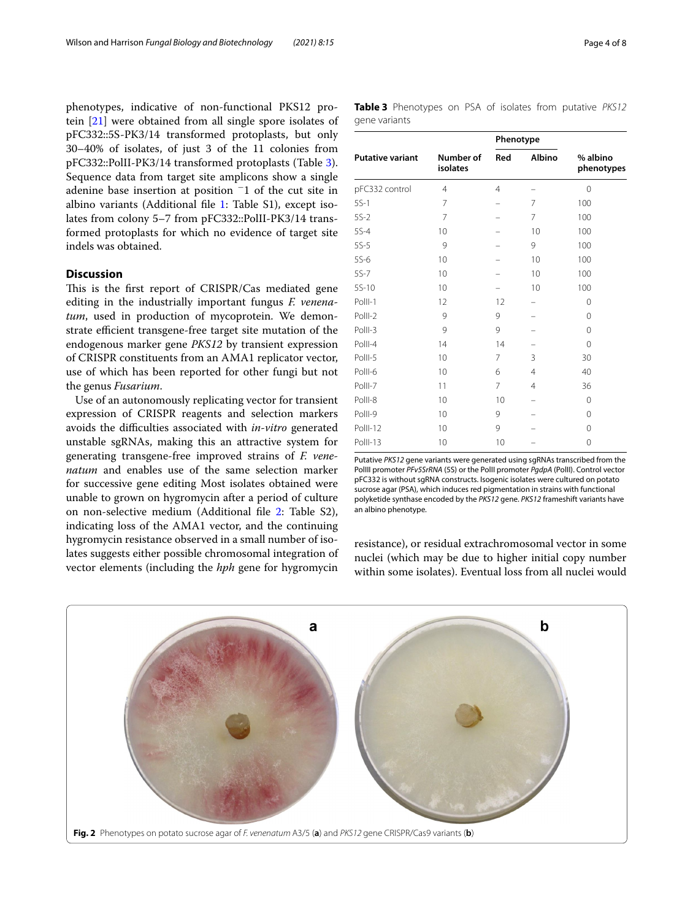phenotypes, indicative of non-functional PKS12 protein [21] were obtained from all single spore isolates of pFC332::5S-PK3/14 transformed protoplasts, but only 30–40% of isolates, of just 3 of the 11 colonies from pFC332::PolII-PK3/14 transformed protoplasts (Table 3). Sequence data from target site amplicons show a single adenine base insertion at position $^{-}1$ of the cut site in albino variants (Additional file 1: Table S1), except isolates from colony 5–7 from pFC332::PolII-PK3/14 transformed protoplasts for which no evidence of target site indels was obtained.

**Table 3** Phenotypes on PSA of isolates from putative *PKS12* gene variants

| Putative variant | Number of isolates | Phenotype | | % albino phenotypes |
|---|---|---|---|---|
| | | Red | Albino | |
| pFC332 control | 4 | 4 | – | 0 |
| 5S-1 | 7 | – | 7 | 100 |
| 5S-2 | 7 | – | 7 | 100 |
| 5S-4 | 10 | – | 10 | 100 |
| 5S-5 | 9 | – | 9 | 100 |
| 5S-6 | 10 | – | 10 | 100 |
| 5S-7 | 10 | – | 10 | 100 |
| 5S-10 | 10 | – | 10 | 100 |
| PolII-1 | 12 | 12 | – | 0 |
| PolII-2 | 9 | 9 | – | 0 |
| PolII-3 | 9 | 9 | – | 0 |
| PolII-4 | 14 | 14 | – | 0 |
| PolII-5 | 10 | 7 | 3 | 30 |
| PolII-6 | 10 | 6 | 4 | 40 |
| PolII-7 | 11 | 7 | 4 | 36 |
| PolII-8 | 10 | 10 | – | 0 |
| PolII-9 | 10 | 9 | – | 0 |
| PolII-12 | 10 | 9 | – | 0 |
| PolII-13 | 10 | 10 | – | 0 |

Putative *PKS12* gene variants were generated using sgRNAs transcribed from the PolIII promoter *PFv5SrRNA* (5S) or the PolII promoter *PgdpA* (PolII). Control vector pFC332 is without sgRNA constructs. Isogenic isolates were cultured on potato sucrose agar (PSA), which induces red pigmentation in strains with functional polyketide synthase encoded by the *PKS12* gene. *PKS12* frameshift variants have an albino phenotype.

## Discussion

This is the first report of CRISPR/Cas mediated gene editing in the industrially important fungus *F. venenatum*, used in production of mycoprotein. We demonstrate efficient transgene-free target site mutation of the endogenous marker gene *PKS12* by transient expression of CRISPR constituents from an AMA1 replicator vector, use of which has been reported for other fungi but not the genus *Fusarium*.

Use of an autonomously replicating vector for transient expression of CRISPR reagents and selection markers avoids the difficulties associated with *in-vitro* generated unstable sgRNAs, making this an attractive system for generating transgene-free improved strains of *F. venenatum* and enables use of the same selection marker for successive gene editing Most isolates obtained were unable to grown on hygromycin after a period of culture on non-selective medium (Additional file 2: Table S2), indicating loss of the AMA1 vector, and the continuing hygromycin resistance observed in a small number of isolates suggests either possible chromosomal integration of vector elements (including the *hph* gene for hygromycin resistance), or residual extrachromosomal vector in some nuclei (which may be due to higher initial copy number within some isolates). Eventual loss from all nuclei would

**Fig. 2** Phenotypes on potato sucrose agar of *F. venenatum* A3/5 (**a**) and *PKS12* gene CRISPR/Cas9 variants (**b**)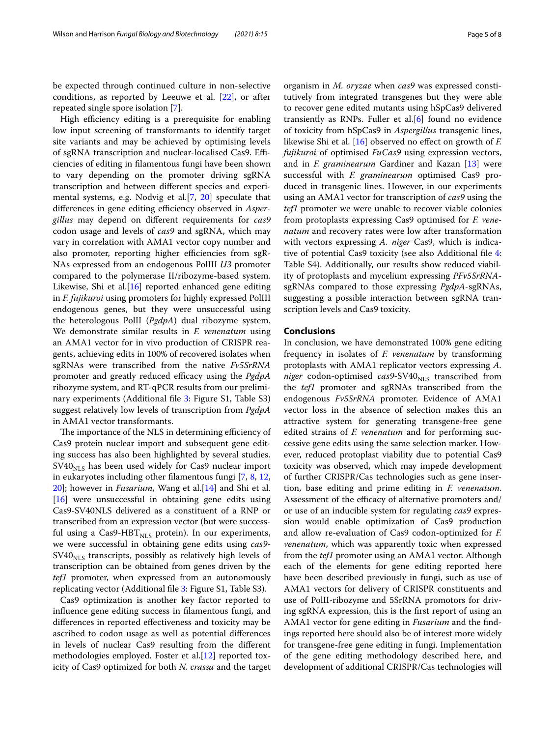be expected through continued culture in non-selective conditions, as reported by Leeuwe et al. [22], or after repeated single spore isolation [7].

High efficiency editing is a prerequisite for enabling low input screening of transformants to identify target site variants and may be achieved by optimising levels of sgRNA transcription and nuclear-localised Cas9. Efficiencies of editing in filamentous fungi have been shown to vary depending on the promoter driving sgRNA transcription and between different species and experimental systems, e.g. Nodvig et al.[7, 20] speculate that differences in gene editing efficiency observed in *Aspergillus* may depend on different requirements for *cas9* codon usage and levels of *cas9* and sgRNA, which may vary in correlation with AMA1 vector copy number and also promoter, reporting higher efficiencies from sgRNAs expressed from an endogenous PolIII *U3* promoter compared to the polymerase II/ribozyme-based system. Likewise, Shi et al.[16] reported enhanced gene editing in *F. fujikuroi* using promoters for highly expressed PolIII endogenous genes, but they were unsuccessful using the heterologous PolII (*PgdpA*) dual ribozyme system. We demonstrate similar results in *F. venenatum* using an AMA1 vector for in vivo production of CRISPR reagents, achieving edits in 100% of recovered isolates when sgRNAs were transcribed from the native *Fv5SrRNA* promoter and greatly reduced efficacy using the *PgdpA* ribozyme system, and RT-qPCR results from our preliminary experiments (Additional file 3: Figure S1, Table S3) suggest relatively low levels of transcription from *PgdpA* in AMA1 vector transformants.

The importance of the NLS in determining efficiency of Cas9 protein nuclear import and subsequent gene editing success has also been highlighted by several studies. $SV40_{NLS}$ has been used widely for Cas9 nuclear import in eukaryotes including other filamentous fungi [7, 8, 12, 20]; however in *Fusarium*, Wang et al.[14] and Shi et al. [16] were unsuccessful in obtaining gene edits using Cas9-SV40NLS delivered as a constituent of a RNP or transcribed from an expression vector (but were successful using a Cas9-$HBT_{NLS}$ protein). In our experiments, we were successful in obtaining gene edits using *cas9*-$SV40_{NLS}$ transcripts, possibly as relatively high levels of transcription can be obtained from genes driven by the *tef1* promoter, when expressed from an autonomously replicating vector (Additional file 3: Figure S1, Table S3).

Cas9 optimization is another key factor reported to influence gene editing success in filamentous fungi, and differences in reported effectiveness and toxicity may be ascribed to codon usage as well as potential differences in levels of nuclear Cas9 resulting from the different methodologies employed. Foster et al.[12] reported toxicity of Cas9 optimized for both *N. crassa* and the target organism in *M. oryzae* when *cas9* was expressed constitutively from integrated transgenes but they were able to recover gene edited mutants using hSpCas9 delivered transiently as RNPs. Fuller et al.[6] found no evidence of toxicity from hSpCas9 in *Aspergillus* transgenic lines, likewise Shi et al. [16] observed no effect on growth of *F. fujikuroi* of optimised *FuCas9* using expression vectors, and in *F. graminearum* Gardiner and Kazan [13] were successful with *F. graminearum* optimised Cas9 produced in transgenic lines. However, in our experiments using an AMA1 vector for transcription of *cas9* using the *tef1* promoter we were unable to recover viable colonies from protoplasts expressing Cas9 optimised for *F. venenatum* and recovery rates were low after transformation with vectors expressing *A. niger* Cas9, which is indicative of potential Cas9 toxicity (see also Additional file 4: Table S4). Additionally, our results show reduced viability of protoplasts and mycelium expressing *PFv5SrRNA*-sgRNAs compared to those expressing *PgdpA*-sgRNAs, suggesting a possible interaction between sgRNA transcription levels and Cas9 toxicity.

## Conclusions

In conclusion, we have demonstrated 100% gene editing frequency in isolates of *F. venenatum* by transforming protoplasts with AMA1 replicator vectors expressing *A. niger* codon-optimised *cas9*-$SV40_{NLS}$ transcribed from the *tef1* promoter and sgRNAs transcribed from the endogenous *Fv5SrRNA* promoter. Evidence of AMA1 vector loss in the absence of selection makes this an attractive system for generating transgene-free gene edited strains of *F. venenatum* and for performing successive gene edits using the same selection marker. However, reduced protoplast viability due to potential Cas9 toxicity was observed, which may impede development of further CRISPR/Cas technologies such as gene insertion, base editing and prime editing in *F. venenatum*. Assessment of the efficacy of alternative promoters and/or use of an inducible system for regulating *cas9* expression would enable optimization of Cas9 production and allow re-evaluation of Cas9 codon-optimized for *F. venenatum*, which was apparently toxic when expressed from the *tef1* promoter using an AMA1 vector. Although each of the elements for gene editing reported here have been described previously in fungi, such as use of AMA1 vectors for delivery of CRISPR constituents and use of PolII-ribozyme and 5SrRNA promotors for driving sgRNA expression, this is the first report of using an AMA1 vector for gene editing in *Fusarium* and the findings reported here should also be of interest more widely for transgene-free gene editing in fungi. Implementation of the gene editing methodology described here, and development of additional CRISPR/Cas technologies will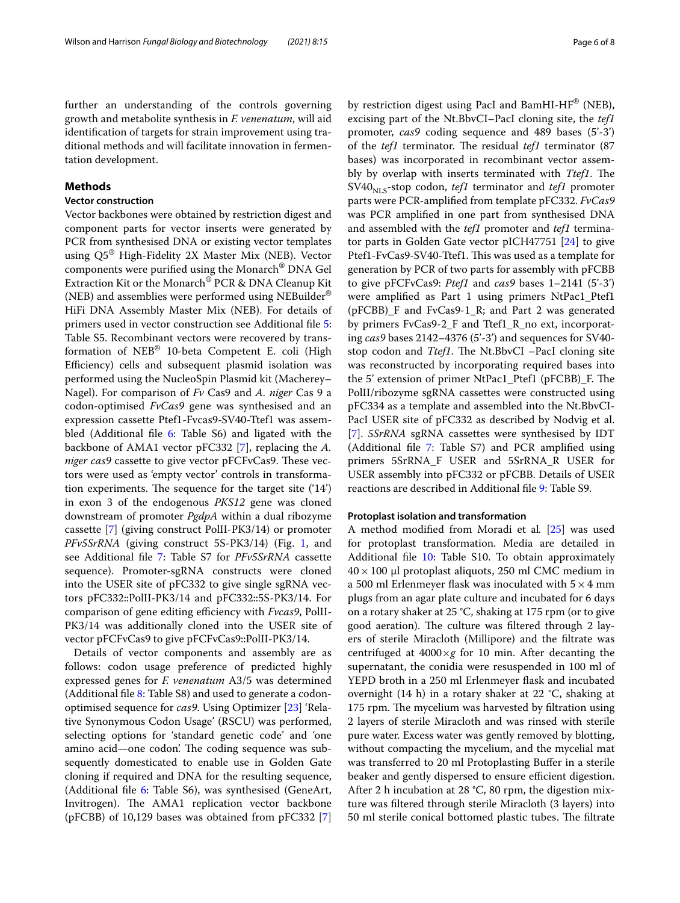further an understanding of the controls governing growth and metabolite synthesis in *F. venenatum*, will aid identification of targets for strain improvement using traditional methods and will facilitate innovation in fermentation development.

## Methods

### Vector construction

Vector backbones were obtained by restriction digest and component parts for vector inserts were generated by PCR from synthesised DNA or existing vector templates using Q5® High-Fidelity 2X Master Mix (NEB). Vector components were purified using the Monarch® DNA Gel Extraction Kit or the Monarch® PCR & DNA Cleanup Kit (NEB) and assemblies were performed using NEBuilder® HiFi DNA Assembly Master Mix (NEB). For details of primers used in vector construction see Additional file 5: Table S5. Recombinant vectors were recovered by transformation of NEB® 10-beta Competent E. coli (High Efficiency) cells and subsequent plasmid isolation was performed using the NucleoSpin Plasmid kit (Macherey–Nagel). For comparison of *Fv* Cas9 and *A. niger* Cas 9 a codon-optimised *FvCas9* gene was synthesised and an expression cassette Ptef1-Fvcas9-SV40-Ttef1 was assembled (Additional file 6: Table S6) and ligated with the backbone of AMA1 vector pFC332 [7], replacing the *A. niger cas9* cassette to give vector pFCFvCas9. These vectors were used as 'empty vector' controls in transformation experiments. The sequence for the target site ('14') in exon 3 of the endogenous *PKS12* gene was cloned downstream of promoter *PgdpA* within a dual ribozyme cassette [7] (giving construct PolII-PK3/14) or promoter *PFv5SrRNA* (giving construct 5S-PK3/14) (Fig. 1, and see Additional file 7: Table S7 for *PFv5SrRNA* cassette sequence). Promoter-sgRNA constructs were cloned into the USER site of pFC332 to give single sgRNA vectors pFC332::PolII-PK3/14 and pFC332::5S-PK3/14. For comparison of gene editing efficiency with *Fvcas9*, PolII-PK3/14 was additionally cloned into the USER site of vector pFCFvCas9 to give pFCFvCas9::PolII-PK3/14.

Details of vector components and assembly are as follows: codon usage preference of predicted highly expressed genes for *F. venenatum* A3/5 was determined (Additional file 8: Table S8) and used to generate a codon-optimised sequence for *cas9*. Using Optimizer [23] 'Relative Synonymous Codon Usage' (RSCU) was performed, selecting options for 'standard genetic code' and 'one amino acid—one codon'. The coding sequence was subsequently domesticated to enable use in Golden Gate cloning if required and DNA for the resulting sequence, (Additional file 6: Table S6), was synthesised (GeneArt, Invitrogen). The AMA1 replication vector backbone (pFCBB) of 10,129 bases was obtained from pFC332 [7] by restriction digest using PacI and BamHI-HF® (NEB), excising part of the Nt.BbvCI–PacI cloning site, the *tef1* promoter, *cas9* coding sequence and 489 bases (5'-3') of the *tef1* terminator. The residual *tef1* terminator (87 bases) was incorporated in recombinant vector assembly by overlap with inserts terminated with *Ttef1*. The $SV40_{NLS}$-stop codon, *tef1* terminator and *tef1* promoter parts were PCR-amplified from template pFC332. *FvCas9* was PCR amplified in one part from synthesised DNA and assembled with the *tef1* promoter and *tef1* terminator parts in Golden Gate vector pICH47751 [24] to give Ptef1-FvCas9-SV40-Ttef1. This was used as a template for generation by PCR of two parts for assembly with pFCBB to give pFCFvCas9: *Ptef1* and *cas9* bases 1–2141 (5'-3') were amplified as Part 1 using primers NtPac1_Ptef1 (pFCBB)_F and FvCas9-1_R; and Part 2 was generated by primers FvCas9-2_F and Ttef1_R_no ext, incorporating *cas9* bases 2142–4376 (5'-3') and sequences for SV40-stop codon and *Ttef1*. The Nt.BbvCI –PacI cloning site was reconstructed by incorporating required bases into the 5' extension of primer NtPac1_Ptef1 (pFCBB)_F. The PolII/ribozyme sgRNA cassettes were constructed using pFC334 as a template and assembled into the Nt.BbvCI-PacI USER site of pFC332 as described by Nodvig et al. [7]. *5SrRNA* sgRNA cassettes were synthesised by IDT (Additional file 7: Table S7) and PCR amplified using primers 5SrRNA_F USER and 5SrRNA_R USER for USER assembly into pFC332 or pFCBB. Details of USER reactions are described in Additional file 9: Table S9.

### Protoplast isolation and transformation

A method modified from Moradi et al. [25] was used for protoplast transformation. Media are detailed in Additional file 10: Table S10. To obtain approximately $40 \times 100$ µl protoplast aliquots, 250 ml CMC medium in a 500 ml Erlenmeyer flask was inoculated with $5 \times 4$ mm plugs from an agar plate culture and incubated for 6 days on a rotary shaker at 25 °C, shaking at 175 rpm (or to give good aeration). The culture was filtered through 2 layers of sterile Miracloth (Millipore) and the filtrate was centrifuged at $4000 \times g$ for 10 min. After decanting the supernatant, the conidia were resuspended in 100 ml of YEPD broth in a 250 ml Erlenmeyer flask and incubated overnight (14 h) in a rotary shaker at 22 °C, shaking at 175 rpm. The mycelium was harvested by filtration using 2 layers of sterile Miracloth and was rinsed with sterile pure water. Excess water was gently removed by blotting, without compacting the mycelium, and the mycelial mat was transferred to 20 ml Protoplasting Buffer in a sterile beaker and gently dispersed to ensure efficient digestion. After 2 h incubation at 28 °C, 80 rpm, the digestion mixture was filtered through sterile Miracloth (3 layers) into 50 ml sterile conical bottomed plastic tubes. The filtrate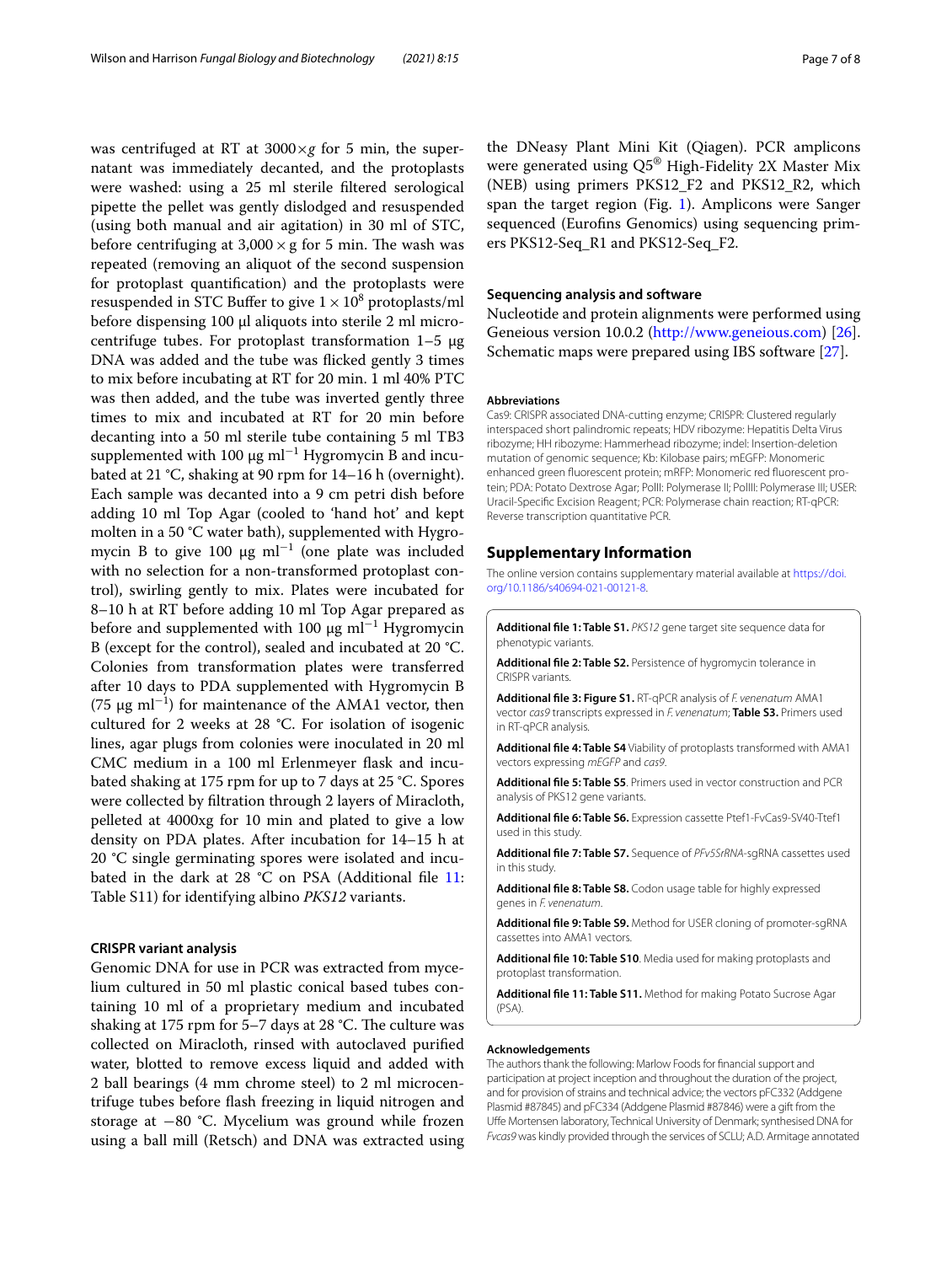was centrifuged at RT at 3000×*g* for 5 min, the supernatant was immediately decanted, and the protoplasts were washed: using a 25 ml sterile filtered serological pipette the pellet was gently dislodged and resuspended (using both manual and air agitation) in 30 ml of STC, before centrifuging at 3,000 × g for 5 min. The wash was repeated (removing an aliquot of the second suspension for protoplast quantification) and the protoplasts were resuspended in STC Buffer to give $1 \times 10^8$ protoplasts/ml before dispensing 100 µl aliquots into sterile 2 ml microcentrifuge tubes. For protoplast transformation 1–5 µg DNA was added and the tube was flicked gently 3 times to mix before incubating at RT for 20 min. 1 ml 40% PTC was then added, and the tube was inverted gently three times to mix and incubated at RT for 20 min before decanting into a 50 ml sterile tube containing 5 ml TB3 supplemented with 100 µg ml$^{-1}$ Hygromycin B and incubated at 21 °C, shaking at 90 rpm for 14–16 h (overnight). Each sample was decanted into a 9 cm petri dish before adding 10 ml Top Agar (cooled to 'hand hot' and kept molten in a 50 °C water bath), supplemented with Hygromycin B to give 100 µg ml$^{-1}$ (one plate was included with no selection for a non-transformed protoplast control), swirling gently to mix. Plates were incubated for 8–10 h at RT before adding 10 ml Top Agar prepared as before and supplemented with 100 µg ml$^{-1}$ Hygromycin B (except for the control), sealed and incubated at 20 °C. Colonies from transformation plates were transferred after 10 days to PDA supplemented with Hygromycin B (75 µg ml$^{-1}$) for maintenance of the AMA1 vector, then cultured for 2 weeks at 28 °C. For isolation of isogenic lines, agar plugs from colonies were inoculated in 20 ml CMC medium in a 100 ml Erlenmeyer flask and incubated shaking at 175 rpm for up to 7 days at 25 °C. Spores were collected by filtration through 2 layers of Miracloth, pelleted at 4000xg for 10 min and plated to give a low density on PDA plates. After incubation for 14–15 h at 20 °C single germinating spores were isolated and incubated in the dark at 28 °C on PSA (Additional file 11: Table S11) for identifying albino *PKS12* variants.

### CRISPR variant analysis

Genomic DNA for use in PCR was extracted from mycelium cultured in 50 ml plastic conical based tubes containing 10 ml of a proprietary medium and incubated shaking at 175 rpm for 5–7 days at 28 °C. The culture was collected on Miracloth, rinsed with autoclaved purified water, blotted to remove excess liquid and added with 2 ball bearings (4 mm chrome steel) to 2 ml microcentrifuge tubes before flash freezing in liquid nitrogen and storage at −80 °C. Mycelium was ground while frozen using a ball mill (Retsch) and DNA was extracted using the DNeasy Plant Mini Kit (Qiagen). PCR amplicons were generated using Q5® High-Fidelity 2X Master Mix (NEB) using primers PKS12_F2 and PKS12_R2, which span the target region (Fig. 1). Amplicons were Sanger sequenced (Eurofins Genomics) using sequencing primers PKS12-Seq_R1 and PKS12-Seq_F2.

### Sequencing analysis and software

Nucleotide and protein alignments were performed using Geneious version 10.0.2 (http://www.geneious.com) [26]. Schematic maps were prepared using IBS software [27].

#### Abbreviations

Cas9: CRISPR associated DNA-cutting enzyme; CRISPR: Clustered regularly interspaced short palindromic repeats; HDV ribozyme: Hepatitis Delta Virus ribozyme; HH ribozyme: Hammerhead ribozyme; indel: Insertion-deletion mutation of genomic sequence; Kb: Kilobase pairs; mEGFP: Monomeric enhanced green fluorescent protein; mRFP: Monomeric red fluorescent protein; PDA: Potato Dextrose Agar; PolII: Polymerase II; PolIII: Polymerase III; USER: Uracil-Specific Excision Reagent; PCR: Polymerase chain reaction; RT-qPCR: Reverse transcription quantitative PCR.

## Supplementary Information

The online version contains supplementary material available at https://doi.org/10.1186/s40694-021-00121-8.

**Additional file 1: Table S1.** *PKS12* gene target site sequence data for phenotypic variants.

**Additional file 2: Table S2.** Persistence of hygromycin tolerance in CRISPR variants.

**Additional file 3: Figure S1.** RT-qPCR analysis of *F. venenatum* AMA1 vector *cas9* transcripts expressed in *F. venenatum*; **Table S3.** Primers used in RT-qPCR analysis.

**Additional file 4: Table S4** Viability of protoplasts transformed with AMA1 vectors expressing *mEGFP* and *cas9*.

**Additional file 5: Table S5**. Primers used in vector construction and PCR analysis of PKS12 gene variants.

**Additional file 6: Table S6.** Expression cassette Ptef1-FvCas9-SV40-Ttef1 used in this study.

**Additional file 7: Table S7.** Sequence of *PFv5SrRNA*-sgRNA cassettes used in this study.

**Additional file 8: Table S8.** Codon usage table for highly expressed genes in *F. venenatum*.

**Additional file 9: Table S9.** Method for USER cloning of promoter-sgRNA cassettes into AMA1 vectors.

**Additional file 10: Table S10**. Media used for making protoplasts and protoplast transformation.

**Additional file 11: Table S11.** Method for making Potato Sucrose Agar (PSA).

#### Acknowledgements

The authors thank the following: Marlow Foods for financial support and participation at project inception and throughout the duration of the project, and for provision of strains and technical advice; the vectors pFC332 (Addgene Plasmid #87845) and pFC334 (Addgene Plasmid #87846) were a gift from the Uffe Mortensen laboratory, Technical University of Denmark; synthesised DNA for *Fvcas9* was kindly provided through the services of SCLU; A.D. Armitage annotated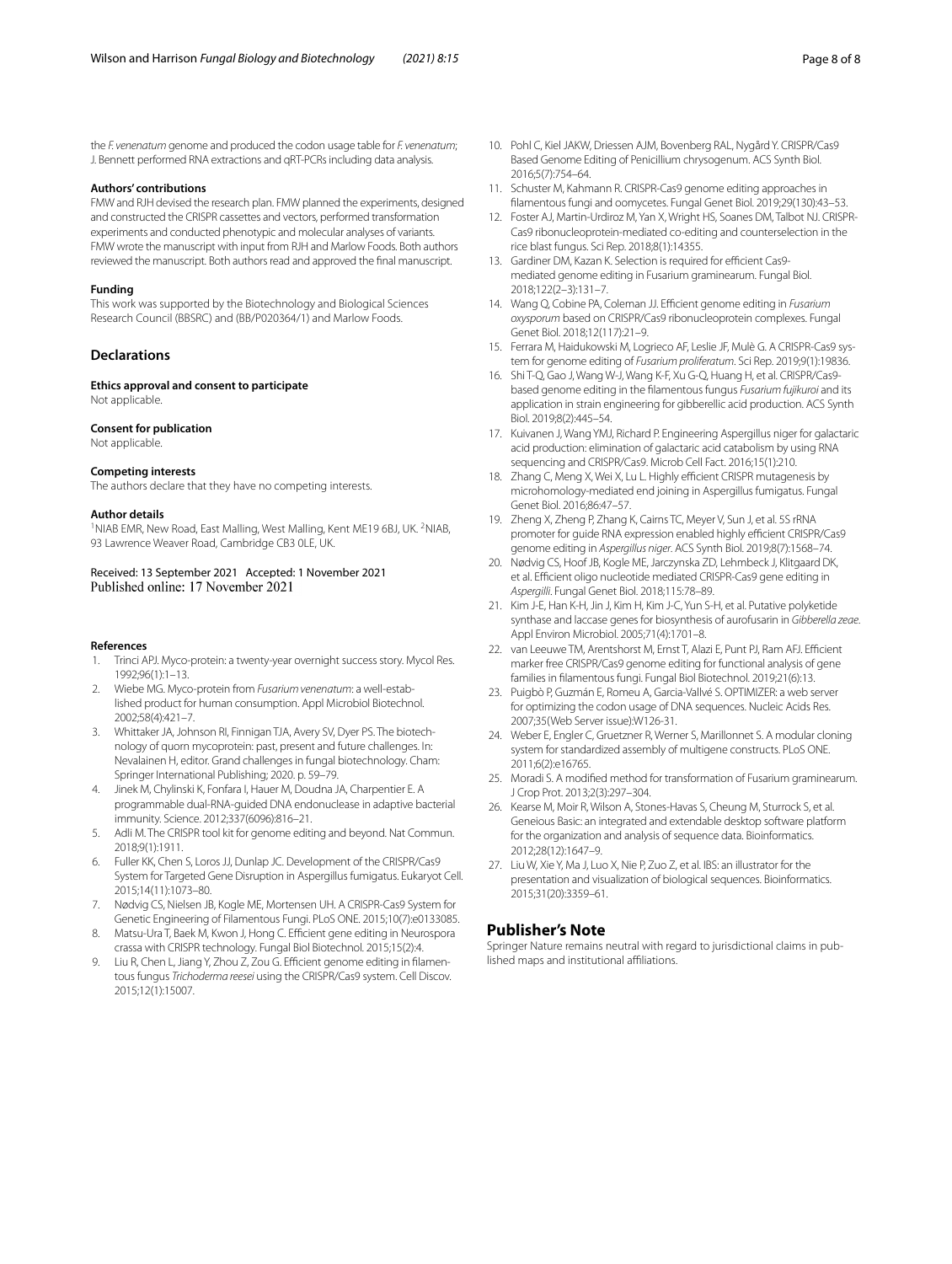the *F. venenatum* genome and produced the codon usage table for *F. venenatum*; J. Bennett performed RNA extractions and qRT-PCRs including data analysis.

#### Authors' contributions

FMW and RJH devised the research plan. FMW planned the experiments, designed and constructed the CRISPR cassettes and vectors, performed transformation experiments and conducted phenotypic and molecular analyses of variants. FMW wrote the manuscript with input from RJH and Marlow Foods. Both authors reviewed the manuscript. Both authors read and approved the final manuscript.

#### Funding

This work was supported by the Biotechnology and Biological Sciences Research Council (BBSRC) and (BB/P020364/1) and Marlow Foods.

## Declarations

#### Ethics approval and consent to participate

Not applicable.

#### Consent for publication

Not applicable.

#### Competing interests

The authors declare that they have no competing interests.

#### Author details

[1]NIAB EMR, New Road, East Malling, West Malling, Kent ME19 6BJ, UK. [2]NIAB, 93 Lawrence Weaver Road, Cambridge CB3 0LE, UK.

Received: 13 September 2021 Accepted: 1 November 2021
Published online: 17 November 2021

#### References

1. Trinci APJ. Myco-protein: a twenty-year overnight success story. Mycol Res. 1992;96(1):1–13.
2. Wiebe MG. Myco-protein from *Fusarium venenatum*: a well-established product for human consumption. Appl Microbiol Biotechnol. 2002;58(4):421–7.
3. Whittaker JA, Johnson RI, Finnigan TJA, Avery SV, Dyer PS. The biotechnology of quorn mycoprotein: past, present and future challenges. In: Nevalainen H, editor. Grand challenges in fungal biotechnology. Cham: Springer International Publishing; 2020. p. 59–79.
4. Jinek M, Chylinski K, Fonfara I, Hauer M, Doudna JA, Charpentier E. A programmable dual-RNA-guided DNA endonuclease in adaptive bacterial immunity. Science. 2012;337(6096):816–21.
5. Adli M. The CRISPR tool kit for genome editing and beyond. Nat Commun. 2018;9(1):1911.
6. Fuller KK, Chen S, Loros JJ, Dunlap JC. Development of the CRISPR/Cas9 System for Targeted Gene Disruption in Aspergillus fumigatus. Eukaryot Cell. 2015;14(11):1073–80.
7. Nødvig CS, Nielsen JB, Kogle ME, Mortensen UH. A CRISPR-Cas9 System for Genetic Engineering of Filamentous Fungi. PLoS ONE. 2015;10(7):e0133085.
8. Matsu-Ura T, Baek M, Kwon J, Hong C. Efficient gene editing in Neurospora crassa with CRISPR technology. Fungal Biol Biotechnol. 2015;15(2):4.
9. Liu R, Chen L, Jiang Y, Zhou Z, Zou G. Efficient genome editing in filamentous fungus *Trichoderma reesei* using the CRISPR/Cas9 system. Cell Discov. 2015;12(1):15007.
10. Pohl C, Kiel JAKW, Driessen AJM, Bovenberg RAL, Nygård Y. CRISPR/Cas9 Based Genome Editing of Penicillium chrysogenum. ACS Synth Biol. 2016;5(7):754–64.
11. Schuster M, Kahmann R. CRISPR-Cas9 genome editing approaches in filamentous fungi and oomycetes. Fungal Genet Biol. 2019;29(130):43–53.
12. Foster AJ, Martin-Urdiroz M, Yan X, Wright HS, Soanes DM, Talbot NJ. CRISPR-Cas9 ribonucleoprotein-mediated co-editing and counterselection in the rice blast fungus. Sci Rep. 2018;8(1):14355.
13. Gardiner DM, Kazan K. Selection is required for efficient Cas9-mediated genome editing in Fusarium graminearum. Fungal Biol. 2018;122(2–3):131–7.
14. Wang Q, Cobine PA, Coleman JJ. Efficient genome editing in *Fusarium oxysporum* based on CRISPR/Cas9 ribonucleoprotein complexes. Fungal Genet Biol. 2018;12(117):21–9.
15. Ferrara M, Haidukowski M, Logrieco AF, Leslie JF, Mulè G. A CRISPR-Cas9 system for genome editing of *Fusarium proliferatum*. Sci Rep. 2019;9(1):19836.
16. Shi T-Q, Gao J, Wang W-J, Wang K-F, Xu G-Q, Huang H, et al. CRISPR/Cas9-based genome editing in the filamentous fungus *Fusarium fujikuroi* and its application in strain engineering for gibberellic acid production. ACS Synth Biol. 2019;8(2):445–54.
17. Kuivanen J, Wang YMJ, Richard P. Engineering Aspergillus niger for galactaric acid production: elimination of galactaric acid catabolism by using RNA sequencing and CRISPR/Cas9. Microb Cell Fact. 2016;15(1):210.
18. Zhang C, Meng X, Wei X, Lu L. Highly efficient CRISPR mutagenesis by microhomology-mediated end joining in Aspergillus fumigatus. Fungal Genet Biol. 2016;86:47–57.
19. Zheng X, Zheng P, Zhang K, Cairns TC, Meyer V, Sun J, et al. 5S rRNA promoter for guide RNA expression enabled highly efficient CRISPR/Cas9 genome editing in *Aspergillus niger*. ACS Synth Biol. 2019;8(7):1568–74.
20. Nødvig CS, Hoof JB, Kogle ME, Jarczynska ZD, Lehmbeck J, Klitgaard DK, et al. Efficient oligo nucleotide mediated CRISPR-Cas9 gene editing in *Aspergilli*. Fungal Genet Biol. 2018;115:78–89.
21. Kim J-E, Han K-H, Jin J, Kim H, Kim J-C, Yun S-H, et al. Putative polyketide synthase and laccase genes for biosynthesis of aurofusarin in *Gibberella zeae*. Appl Environ Microbiol. 2005;71(4):1701–8.
22. van Leeuwe TM, Arentshorst M, Ernst T, Alazi E, Punt PJ, Ram AFJ. Efficient marker free CRISPR/Cas9 genome editing for functional analysis of gene families in filamentous fungi. Fungal Biol Biotechnol. 2019;21(6):13.
23. Puigbò P, Guzmán E, Romeu A, Garcia-Vallvé S. OPTIMIZER: a web server for optimizing the codon usage of DNA sequences. Nucleic Acids Res. 2007;35(Web Server issue):W126-31.
24. Weber E, Engler C, Gruetzner R, Werner S, Marillonnet S. A modular cloning system for standardized assembly of multigene constructs. PLoS ONE. 2011;6(2):e16765.
25. Moradi S. A modified method for transformation of Fusarium graminearum. J Crop Prot. 2013;2(3):297–304.
26. Kearse M, Moir R, Wilson A, Stones-Havas S, Cheung M, Sturrock S, et al. Geneious Basic: an integrated and extendable desktop software platform for the organization and analysis of sequence data. Bioinformatics. 2012;28(12):1647–9.
27. Liu W, Xie Y, Ma J, Luo X, Nie P, Zuo Z, et al. IBS: an illustrator for the presentation and visualization of biological sequences. Bioinformatics. 2015;31(20):3359–61.

## Publisher's Note

Springer Nature remains neutral with regard to jurisdictional claims in published maps and institutional affiliations.